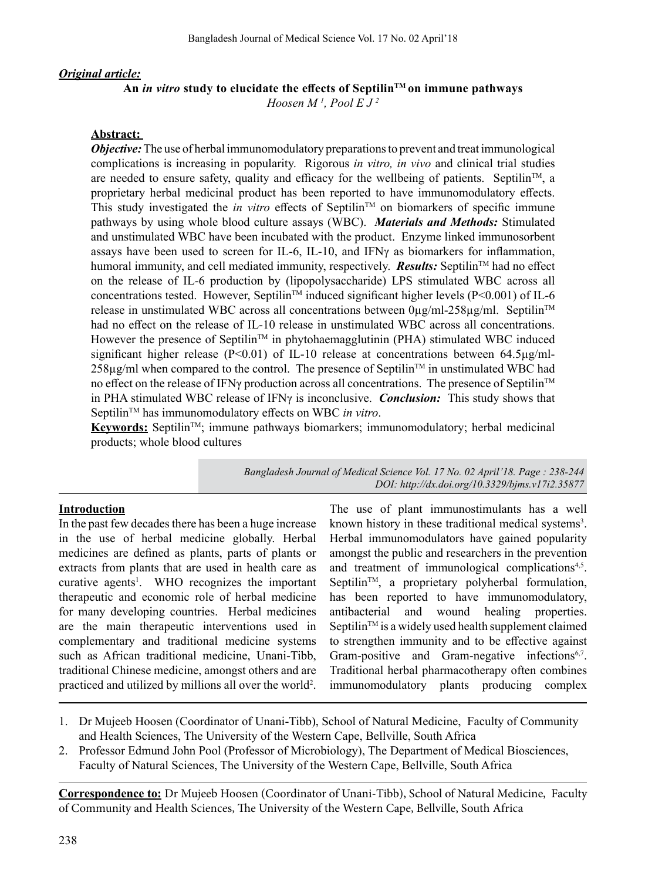***Original article:***

# An *in vitro* study to elucidate the effects of Septilin™ on immune pathways

*Hoosen M [1], Pool E J [2]*

## Abstract:

***Objective:*** The use of herbal immunomodulatory preparations to prevent and treat immunological complications is increasing in popularity. Rigorous *in vitro, in vivo* and clinical trial studies are needed to ensure safety, quality and efficacy for the wellbeing of patients. Septilin™, a proprietary herbal medicinal product has been reported to have immunomodulatory effects. This study investigated the *in vitro* effects of Septilin™ on biomarkers of specific immune pathways by using whole blood culture assays (WBC). ***Materials and Methods:*** Stimulated and unstimulated WBC have been incubated with the product. Enzyme linked immunosorbent assays have been used to screen for IL-6, IL-10, and IFNγ as biomarkers for inflammation, humoral immunity, and cell mediated immunity, respectively. ***Results:*** Septilin™ had no effect on the release of IL-6 production by (lipopolysaccharide) LPS stimulated WBC across all concentrations tested. However, Septilin™ induced significant higher levels ($P<0.001$) of IL-6 release in unstimulated WBC across all concentrations between 0µg/ml-258µg/ml. Septilin™ had no effect on the release of IL-10 release in unstimulated WBC across all concentrations. However the presence of Septilin™ in phytohaemagglutinin (PHA) stimulated WBC induced significant higher release ($P<0.01$) of IL-10 release at concentrations between 64.5µg/ml-258µg/ml when compared to the control. The presence of Septilin™ in unstimulated WBC had no effect on the release of IFNγ production across all concentrations. The presence of Septilin™ in PHA stimulated WBC release of IFNγ is inconclusive. ***Conclusion:*** This study shows that Septilin™ has immunomodulatory effects on WBC *in vitro*.

**Keywords:** Septilin™; immune pathways biomarkers; immunomodulatory; herbal medicinal products; whole blood cultures

*DOI: http://dx.doi.org/10.3329/bjms.v17i2.35877*

## Introduction

In the past few decades there has been a huge increase in the use of herbal medicine globally. Herbal medicines are defined as plants, parts of plants or extracts from plants that are used in health care as curative agents[1]. WHO recognizes the important therapeutic and economic role of herbal medicine for many developing countries. Herbal medicines are the main therapeutic interventions used in complementary and traditional medicine systems such as African traditional medicine, Unani-Tibb, traditional Chinese medicine, amongst others and are practiced and utilized by millions all over the world[2]. The use of plant immunostimulants has a well known history in these traditional medical systems[3]. Herbal immunomodulators have gained popularity amongst the public and researchers in the prevention and treatment of immunological complications[4,5]. Septilin™, a proprietary polyherbal formulation, has been reported to have immunomodulatory, antibacterial and wound healing properties. Septilin™ is a widely used health supplement claimed to strengthen immunity and to be effective against Gram-positive and Gram-negative infections[6,7]. Traditional herbal pharmacotherapy often combines immunomodulatory plants producing complex

---

1. Dr Mujeeb Hoosen (Coordinator of Unani-Tibb), School of Natural Medicine, Faculty of Community and Health Sciences, The University of the Western Cape, Bellville, South Africa
2. Professor Edmund John Pool (Professor of Microbiology), The Department of Medical Biosciences, Faculty of Natural Sciences, The University of the Western Cape, Bellville, South Africa

**Correspondence to:** Dr Mujeeb Hoosen (Coordinator of Unani-Tibb), School of Natural Medicine, Faculty of Community and Health Sciences, The University of the Western Cape, Bellville, South Africa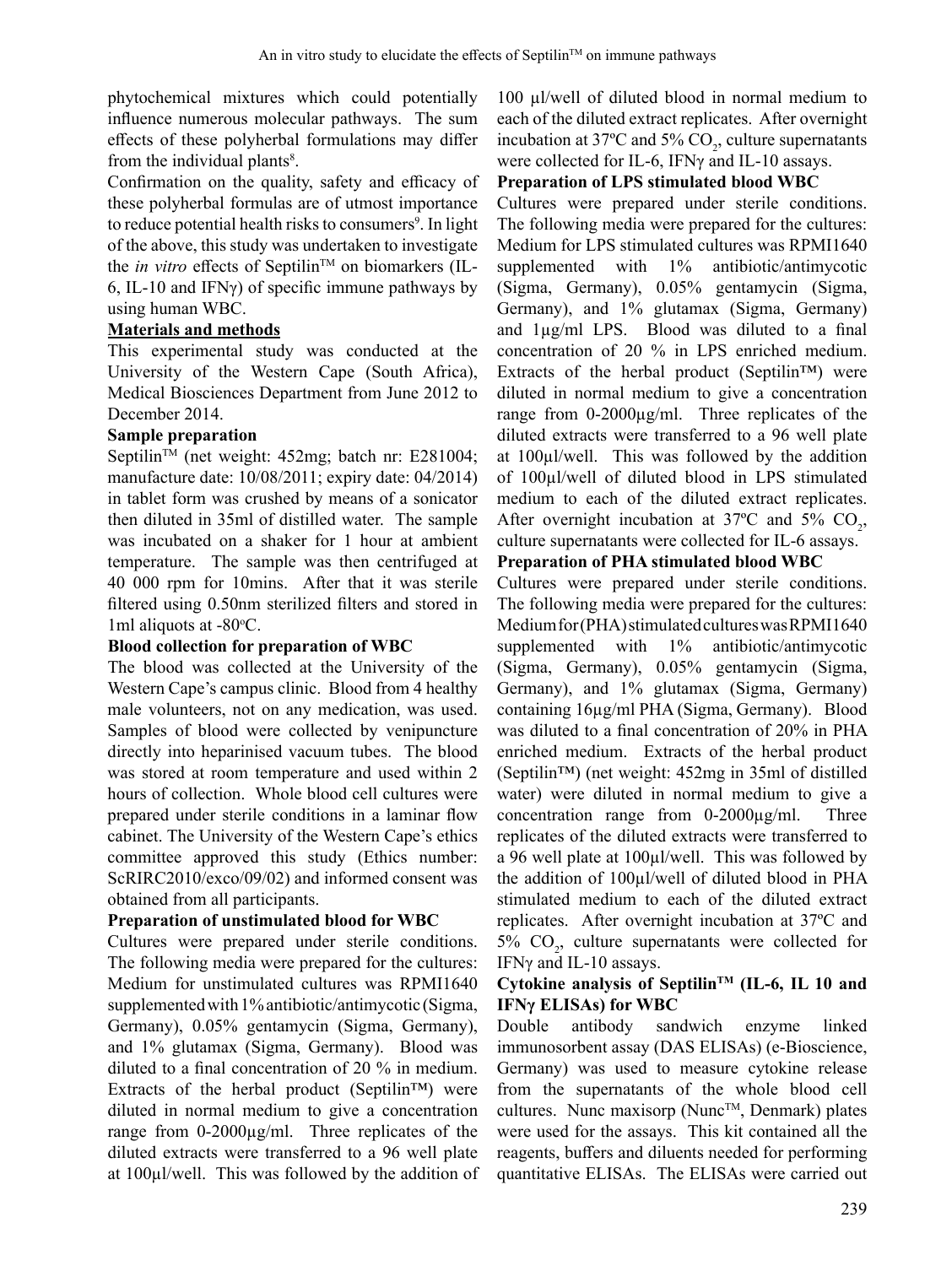phytochemical mixtures which could potentially influence numerous molecular pathways. The sum effects of these polyherbal formulations may differ from the individual plants[8].

Confirmation on the quality, safety and efficacy of these polyherbal formulas are of utmost importance to reduce potential health risks to consumers[9]. In light of the above, this study was undertaken to investigate the *in vitro* effects of Septilin™ on biomarkers (IL-6, IL-10 and IFNγ) of specific immune pathways by using human WBC.

## Materials and methods

This experimental study was conducted at the University of the Western Cape (South Africa), Medical Biosciences Department from June 2012 to December 2014.

### Sample preparation

Septilin™ (net weight: 452mg; batch nr: E281004; manufacture date: 10/08/2011; expiry date: 04/2014) in tablet form was crushed by means of a sonicator then diluted in 35ml of distilled water. The sample was incubated on a shaker for 1 hour at ambient temperature. The sample was then centrifuged at 40 000 rpm for 10mins. After that it was sterile filtered using 0.50nm sterilized filters and stored in 1ml aliquots at -80°C.

### Blood collection for preparation of WBC

The blood was collected at the University of the Western Cape's campus clinic. Blood from 4 healthy male volunteers, not on any medication, was used. Samples of blood were collected by venipuncture directly into heparinised vacuum tubes. The blood was stored at room temperature and used within 2 hours of collection. Whole blood cell cultures were prepared under sterile conditions in a laminar flow cabinet. The University of the Western Cape's ethics committee approved this study (Ethics number: ScRIRC2010/exco/09/02) and informed consent was obtained from all participants.

### Preparation of unstimulated blood for WBC

Cultures were prepared under sterile conditions. The following media were prepared for the cultures: Medium for unstimulated cultures was RPMI1640 supplemented with 1% antibiotic/antimycotic (Sigma, Germany), 0.05% gentamycin (Sigma, Germany), and 1% glutamax (Sigma, Germany). Blood was diluted to a final concentration of 20 % in medium. Extracts of the herbal product (Septilin™) were diluted in normal medium to give a concentration range from 0-2000µg/ml. Three replicates of the diluted extracts were transferred to a 96 well plate at 100µl/well. This was followed by the addition of 100 µl/well of diluted blood in normal medium to each of the diluted extract replicates. After overnight incubation at 37ºC and 5% $CO_2$, culture supernatants were collected for IL-6, IFNγ and IL-10 assays.

### Preparation of LPS stimulated blood WBC

Cultures were prepared under sterile conditions. The following media were prepared for the cultures: Medium for LPS stimulated cultures was RPMI1640 supplemented with 1% antibiotic/antimycotic (Sigma, Germany), 0.05% gentamycin (Sigma, Germany), and 1% glutamax (Sigma, Germany) and 1µg/ml LPS. Blood was diluted to a final concentration of 20 % in LPS enriched medium. Extracts of the herbal product (Septilin™) were diluted in normal medium to give a concentration range from 0-2000µg/ml. Three replicates of the diluted extracts were transferred to a 96 well plate at 100µl/well. This was followed by the addition of 100µl/well of diluted blood in LPS stimulated medium to each of the diluted extract replicates. After overnight incubation at 37ºC and 5% $CO_2$, culture supernatants were collected for IL-6 assays.

### Preparation of PHA stimulated blood WBC

Cultures were prepared under sterile conditions. The following media were prepared for the cultures: Medium for (PHA) stimulated cultures was RPMI1640 supplemented with 1% antibiotic/antimycotic (Sigma, Germany), 0.05% gentamycin (Sigma, Germany), and 1% glutamax (Sigma, Germany) containing 16µg/ml PHA (Sigma, Germany). Blood was diluted to a final concentration of 20% in PHA enriched medium. Extracts of the herbal product (Septilin™) (net weight: 452mg in 35ml of distilled water) were diluted in normal medium to give a concentration range from 0-2000µg/ml. Three replicates of the diluted extracts were transferred to a 96 well plate at 100µl/well. This was followed by the addition of 100µl/well of diluted blood in PHA stimulated medium to each of the diluted extract replicates. After overnight incubation at 37ºC and 5% $CO_2$, culture supernatants were collected for IFNγ and IL-10 assays.

### Cytokine analysis of Septilin™ (IL-6, IL 10 and IFNγ ELISAs) for WBC

Double antibody sandwich enzyme linked immunosorbent assay (DAS ELISAs) (e-Bioscience, Germany) was used to measure cytokine release from the supernatants of the whole blood cell cultures. Nunc maxisorp (Nunc™, Denmark) plates were used for the assays. This kit contained all the reagents, buffers and diluents needed for performing quantitative ELISAs. The ELISAs were carried out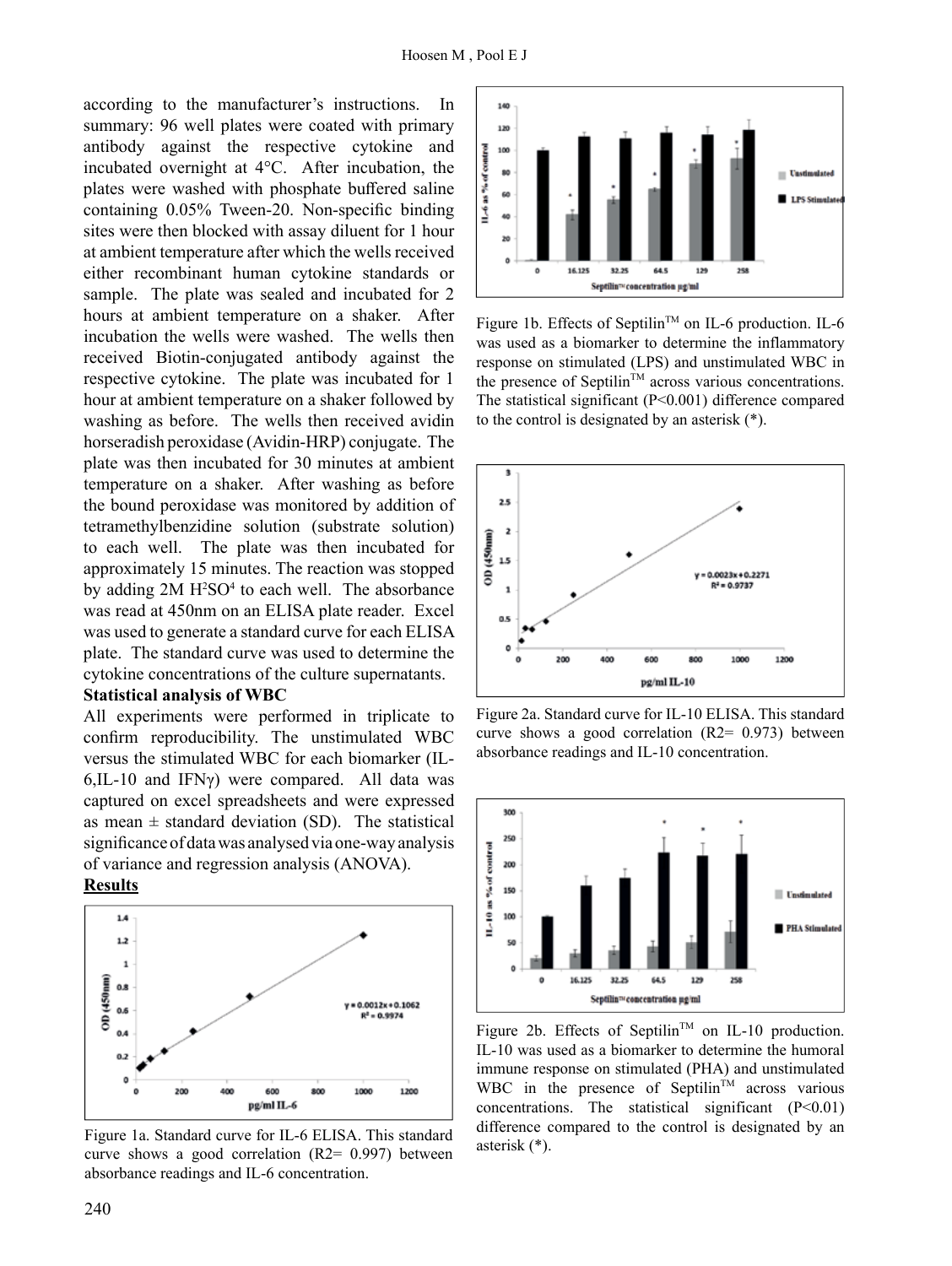according to the manufacturer's instructions. In summary: 96 well plates were coated with primary antibody against the respective cytokine and incubated overnight at 4°C. After incubation, the plates were washed with phosphate buffered saline containing 0.05% Tween-20. Non-specific binding sites were then blocked with assay diluent for 1 hour at ambient temperature after which the wells received either recombinant human cytokine standards or sample. The plate was sealed and incubated for 2 hours at ambient temperature on a shaker. After incubation the wells were washed. The wells then received Biotin-conjugated antibody against the respective cytokine. The plate was incubated for 1 hour at ambient temperature on a shaker followed by washing as before. The wells then received avidin horseradish peroxidase (Avidin-HRP) conjugate. The plate was then incubated for 30 minutes at ambient temperature on a shaker. After washing as before the bound peroxidase was monitored by addition of tetramethylbenzidine solution (substrate solution) to each well. The plate was then incubated for approximately 15 minutes. The reaction was stopped by adding 2M $H^2SO^4$ to each well. The absorbance was read at 450nm on an ELISA plate reader. Excel was used to generate a standard curve for each ELISA plate. The standard curve was used to determine the cytokine concentrations of the culture supernatants.

**Statistical analysis of WBC**

All experiments were performed in triplicate to confirm reproducibility. The unstimulated WBC versus the stimulated WBC for each biomarker (IL-6,IL-10 and IFNγ) were compared. All data was captured on excel spreadsheets and were expressed as mean ± standard deviation (SD). The statistical significance of data was analysed via one-way analysis of variance and regression analysis (ANOVA).

## Results

Figure 1a. Standard curve for IL-6 ELISA. This standard curve shows a good correlation (R2= 0.997) between absorbance readings and IL-6 concentration.

Figure 1b. Effects of Septilin™ on IL-6 production. IL-6 was used as a biomarker to determine the inflammatory response on stimulated (LPS) and unstimulated WBC in the presence of Septilin™ across various concentrations. The statistical significant (P<0.001) difference compared to the control is designated by an asterisk (*).

Figure 2a. Standard curve for IL-10 ELISA. This standard curve shows a good correlation (R2= 0.973) between absorbance readings and IL-10 concentration.

Figure 2b. Effects of Septilin™ on IL-10 production. IL-10 was used as a biomarker to determine the humoral immune response on stimulated (PHA) and unstimulated WBC in the presence of Septilin™ across various concentrations. The statistical significant (P<0.01) difference compared to the control is designated by an asterisk (*).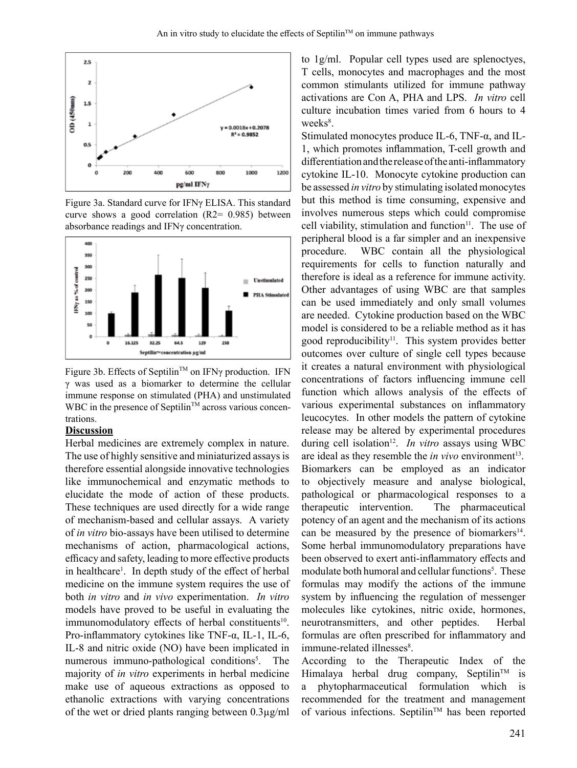Figure 3a. Standard curve for IFNγ ELISA. This standard curve shows a good correlation (R2= 0.985) between absorbance readings and IFNγ concentration.

Figure 3b. Effects of Septilin[TM] on IFNγ production. IFN γ was used as a biomarker to determine the cellular immune response on stimulated (PHA) and unstimulated WBC in the presence of Septilin[TM] across various concentrations.

**Discussion**

Herbal medicines are extremely complex in nature. The use of highly sensitive and miniaturized assays is therefore essential alongside innovative technologies like immunochemical and enzymatic methods to elucidate the mode of action of these products. These techniques are used directly for a wide range of mechanism-based and cellular assays. A variety of *in vitro* bio-assays have been utilised to determine mechanisms of action, pharmacological actions, efficacy and safety, leading to more effective products in healthcare[1]. In depth study of the effect of herbal medicine on the immune system requires the use of both *in vitro* and *in vivo* experimentation. *In vitro* models have proved to be useful in evaluating the immunomodulatory effects of herbal constituents[10]. Pro-inflammatory cytokines like TNF-α, IL-1, IL-6, IL-8 and nitric oxide (NO) have been implicated in numerous immuno-pathological conditions[5]. The majority of *in vitro* experiments in herbal medicine make use of aqueous extractions as opposed to ethanolic extractions with varying concentrations of the wet or dried plants ranging between 0.3µg/ml to 1g/ml. Popular cell types used are splenoctyes, T cells, monocytes and macrophages and the most common stimulants utilized for immune pathway activations are Con A, PHA and LPS. *In vitro* cell culture incubation times varied from 6 hours to 4 weeks[8].

Stimulated monocytes produce IL-6, TNF-α, and IL-1, which promotes inflammation, T-cell growth and differentiation and the release of the anti-inflammatory cytokine IL-10. Monocyte cytokine production can be assessed *in vitro* by stimulating isolated monocytes but this method is time consuming, expensive and involves numerous steps which could compromise cell viability, stimulation and function[11]. The use of peripheral blood is a far simpler and an inexpensive procedure. WBC contain all the physiological requirements for cells to function naturally and therefore is ideal as a reference for immune activity. Other advantages of using WBC are that samples can be used immediately and only small volumes are needed. Cytokine production based on the WBC model is considered to be a reliable method as it has good reproducibility[11]. This system provides better outcomes over culture of single cell types because it creates a natural environment with physiological concentrations of factors influencing immune cell function which allows analysis of the effects of various experimental substances on inflammatory leucocytes. In other models the pattern of cytokine release may be altered by experimental procedures during cell isolation[12]. *In vitro* assays using WBC are ideal as they resemble the *in vivo* environment[13].

Biomarkers can be employed as an indicator to objectively measure and analyse biological, pathological or pharmacological responses to a therapeutic intervention. The pharmaceutical potency of an agent and the mechanism of its actions can be measured by the presence of biomarkers[14]. Some herbal immunomodulatory preparations have been observed to exert anti-inflammatory effects and modulate both humoral and cellular functions[5]. These formulas may modify the actions of the immune system by influencing the regulation of messenger molecules like cytokines, nitric oxide, hormones, neurotransmitters, and other peptides. Herbal formulas are often prescribed for inflammatory and immune-related illnesses[8].

According to the Therapeutic Index of the Himalaya herbal drug company, Septilin[TM] is a phytopharmaceutical formulation which is recommended for the treatment and management of various infections. Septilin[TM] has been reported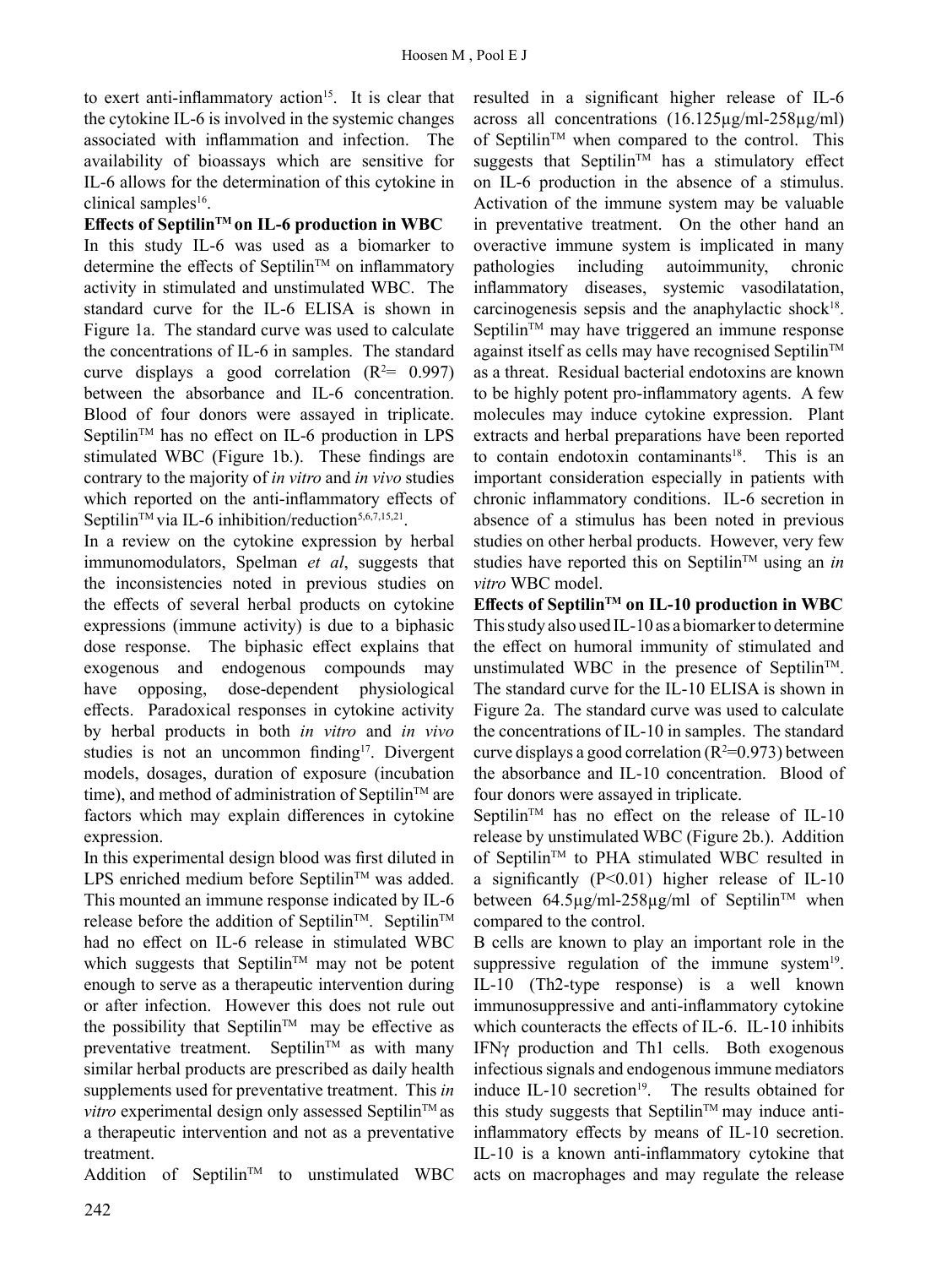to exert anti-inflammatory action[15]. It is clear that the cytokine IL-6 is involved in the systemic changes associated with inflammation and infection. The availability of bioassays which are sensitive for IL-6 allows for the determination of this cytokine in clinical samples[16].

**Effects of Septilin™ on IL-6 production in WBC**

In this study IL-6 was used as a biomarker to determine the effects of Septilin™ on inflammatory activity in stimulated and unstimulated WBC. The standard curve for the IL-6 ELISA is shown in Figure 1a. The standard curve was used to calculate the concentrations of IL-6 in samples. The standard curve displays a good correlation ($R^2$= 0.997) between the absorbance and IL-6 concentration. Blood of four donors were assayed in triplicate. Septilin™ has no effect on IL-6 production in LPS stimulated WBC (Figure 1b.). These findings are contrary to the majority of *in vitro* and *in vivo* studies which reported on the anti-inflammatory effects of Septilin™ via IL-6 inhibition/reduction[5,6,7,15,21].

In a review on the cytokine expression by herbal immunomodulators, Spelman *et al*, suggests that the inconsistencies noted in previous studies on the effects of several herbal products on cytokine expressions (immune activity) is due to a biphasic dose response. The biphasic effect explains that exogenous and endogenous compounds may have opposing, dose-dependent physiological effects. Paradoxical responses in cytokine activity by herbal products in both *in vitro* and *in vivo* studies is not an uncommon finding[17]. Divergent models, dosages, duration of exposure (incubation time), and method of administration of Septilin™ are factors which may explain differences in cytokine expression.

In this experimental design blood was first diluted in LPS enriched medium before Septilin™ was added. This mounted an immune response indicated by IL-6 release before the addition of Septilin™. Septilin™ had no effect on IL-6 release in stimulated WBC which suggests that Septilin™ may not be potent enough to serve as a therapeutic intervention during or after infection. However this does not rule out the possibility that Septilin™ may be effective as preventative treatment. Septilin™ as with many similar herbal products are prescribed as daily health supplements used for preventative treatment. This *in vitro* experimental design only assessed Septilin™ as a therapeutic intervention and not as a preventative treatment.

Addition of Septilin™ to unstimulated WBC resulted in a significant higher release of IL-6 across all concentrations (16.125µg/ml-258µg/ml) of Septilin™ when compared to the control. This suggests that Septilin™ has a stimulatory effect on IL-6 production in the absence of a stimulus. Activation of the immune system may be valuable in preventative treatment. On the other hand an overactive immune system is implicated in many pathologies including autoimmunity, chronic inflammatory diseases, systemic vasodilatation, carcinogenesis sepsis and the anaphylactic shock[18]. Septilin™ may have triggered an immune response against itself as cells may have recognised Septilin™ as a threat. Residual bacterial endotoxins are known to be highly potent pro-inflammatory agents. A few molecules may induce cytokine expression. Plant extracts and herbal preparations have been reported to contain endotoxin contaminants[18]. This is an important consideration especially in patients with chronic inflammatory conditions. IL-6 secretion in absence of a stimulus has been noted in previous studies on other herbal products. However, very few studies have reported this on Septilin™ using an *in vitro* WBC model.

**Effects of Septilin™ on IL-10 production in WBC**

This study also used IL-10 as a biomarker to determine the effect on humoral immunity of stimulated and unstimulated WBC in the presence of Septilin™. The standard curve for the IL-10 ELISA is shown in Figure 2a. The standard curve was used to calculate the concentrations of IL-10 in samples. The standard curve displays a good correlation ($R^2$=0.973) between the absorbance and IL-10 concentration. Blood of four donors were assayed in triplicate.

Septilin™ has no effect on the release of IL-10 release by unstimulated WBC (Figure 2b.). Addition of Septilin™ to PHA stimulated WBC resulted in a significantly ($P<0.01$) higher release of IL-10 between 64.5µg/ml-258µg/ml of Septilin™ when compared to the control.

B cells are known to play an important role in the suppressive regulation of the immune system[19]. IL-10 (Th2-type response) is a well known immunosuppressive and anti-inflammatory cytokine which counteracts the effects of IL-6. IL-10 inhibits IFNγ production and Th1 cells. Both exogenous infectious signals and endogenous immune mediators induce IL-10 secretion[19]. The results obtained for this study suggests that Septilin™ may induce anti-inflammatory effects by means of IL-10 secretion. IL-10 is a known anti-inflammatory cytokine that acts on macrophages and may regulate the release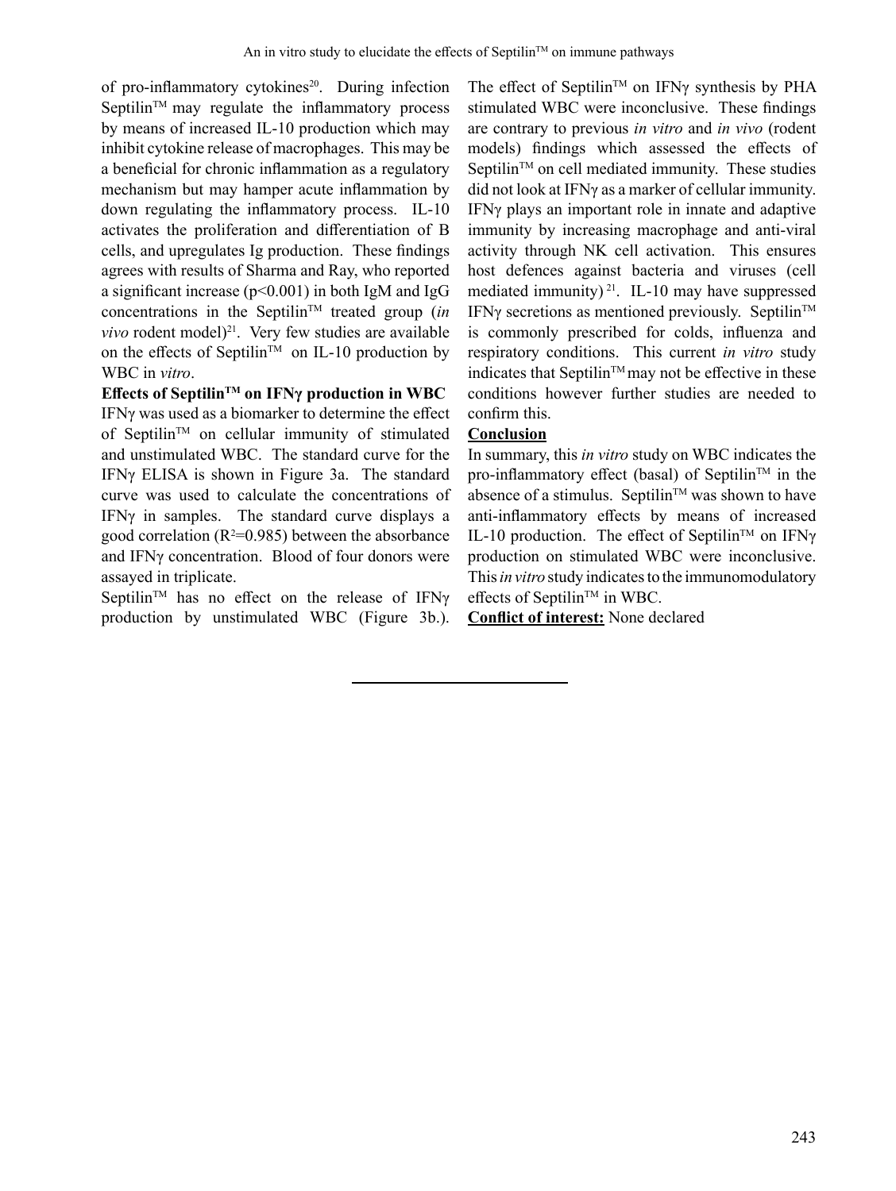of pro-inflammatory cytokines[20]. During infection Septilin™ may regulate the inflammatory process by means of increased IL-10 production which may inhibit cytokine release of macrophages. This may be a beneficial for chronic inflammation as a regulatory mechanism but may hamper acute inflammation by down regulating the inflammatory process. IL-10 activates the proliferation and differentiation of B cells, and upregulates Ig production. These findings agrees with results of Sharma and Ray, who reported a significant increase ($p<0.001$) in both IgM and IgG concentrations in the Septilin™ treated group (*in vivo* rodent model)[21]. Very few studies are available on the effects of Septilin™ on IL-10 production by WBC in *vitro*.

**Effects of Septilin™ on IFNγ production in WBC**

IFNγ was used as a biomarker to determine the effect of Septilin™ on cellular immunity of stimulated and unstimulated WBC. The standard curve for the IFNγ ELISA is shown in Figure 3a. The standard curve was used to calculate the concentrations of IFNγ in samples. The standard curve displays a good correlation ($R^2=0.985$) between the absorbance and IFNγ concentration. Blood of four donors were assayed in triplicate.

Septilin™ has no effect on the release of IFNγ production by unstimulated WBC (Figure 3b.). The effect of Septilin™ on IFNγ synthesis by PHA stimulated WBC were inconclusive. These findings are contrary to previous *in vitro* and *in vivo* (rodent models) findings which assessed the effects of Septilin™ on cell mediated immunity. These studies did not look at IFNγ as a marker of cellular immunity. IFNγ plays an important role in innate and adaptive immunity by increasing macrophage and anti-viral activity through NK cell activation. This ensures host defences against bacteria and viruses (cell mediated immunity)[21]. IL-10 may have suppressed IFNγ secretions as mentioned previously. Septilin™ is commonly prescribed for colds, influenza and respiratory conditions. This current *in vitro* study indicates that Septilin™ may not be effective in these conditions however further studies are needed to confirm this.

## Conclusion

In summary, this *in vitro* study on WBC indicates the pro-inflammatory effect (basal) of Septilin™ in the absence of a stimulus. Septilin™ was shown to have anti-inflammatory effects by means of increased IL-10 production. The effect of Septilin™ on IFNγ production on stimulated WBC were inconclusive. This *in vitro* study indicates to the immunomodulatory effects of Septilin™ in WBC.

**Conflict of interest:** None declared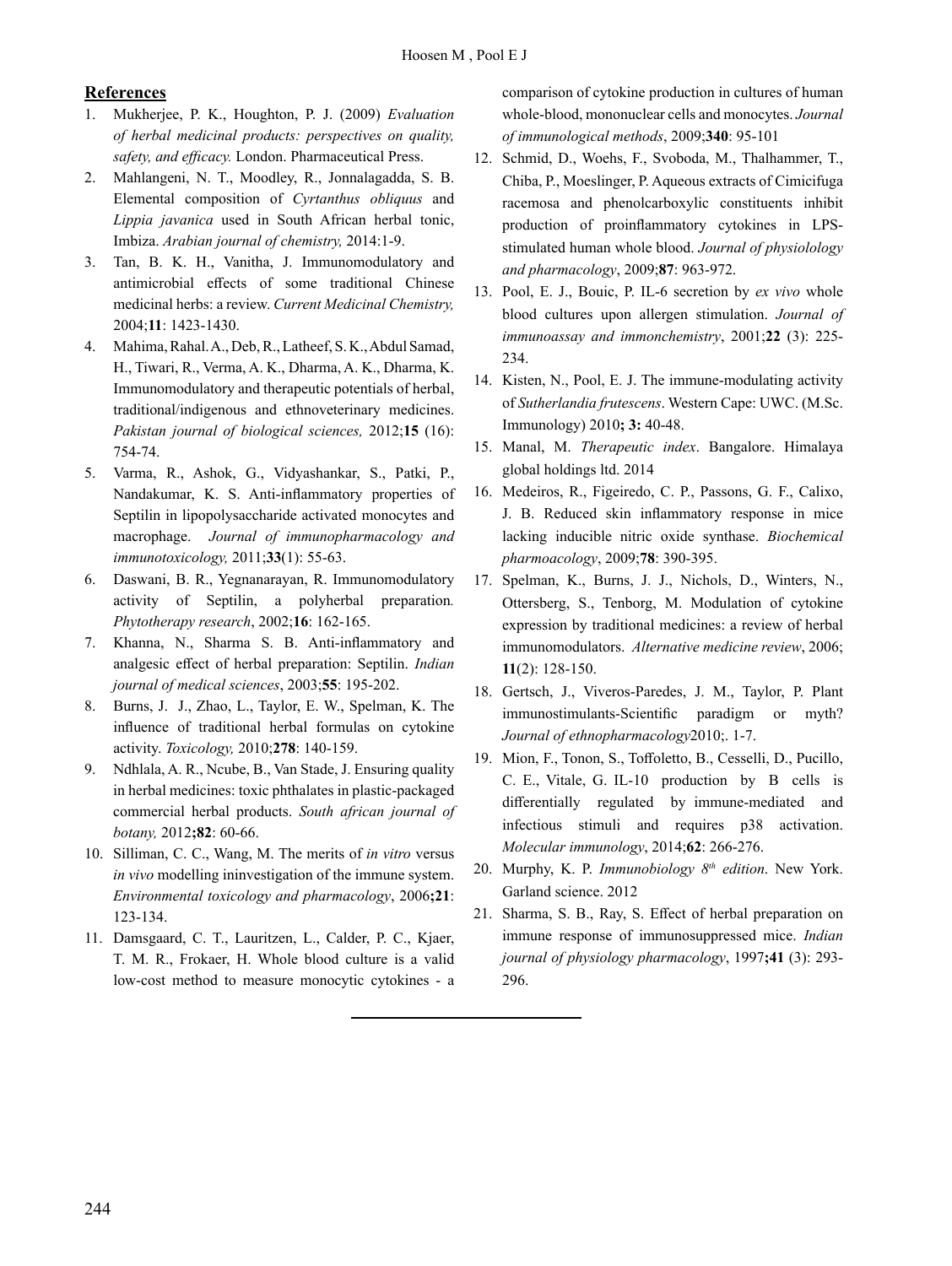## References

1. Mukherjee, P. K., Houghton, P. J. (2009) *Evaluation of herbal medicinal products: perspectives on quality, safety, and efficacy.* London. Pharmaceutical Press.
2. Mahlangeni, N. T., Moodley, R., Jonnalagadda, S. B. Elemental composition of *Cyrtanthus obliquus* and *Lippia javanica* used in South African herbal tonic, Imbiza. *Arabian journal of chemistry,* 2014:1-9.
3. Tan, B. K. H., Vanitha, J. Immunomodulatory and antimicrobial effects of some traditional Chinese medicinal herbs: a review. *Current Medicinal Chemistry,* 2004;**11**: 1423-1430.
4. Mahima, Rahal. A., Deb, R., Latheef, S. K., Abdul Samad, H., Tiwari, R., Verma, A. K., Dharma, A. K., Dharma, K. Immunomodulatory and therapeutic potentials of herbal, traditional/indigenous and ethnoveterinary medicines. *Pakistan journal of biological sciences,* 2012;**15** (16): 754-74.
5. Varma, R., Ashok, G., Vidyashankar, S., Patki, P., Nandakumar, K. S. Anti-inflammatory properties of Septilin in lipopolysaccharide activated monocytes and macrophage. *Journal of immunopharmacology and immunotoxicology,* 2011;**33**(1): 55-63.
6. Daswani, B. R., Yegnanarayan, R. Immunomodulatory activity of Septilin, a polyherbal preparation*. Phytotherapy research*, 2002;**16**: 162-165.
7. Khanna, N., Sharma S. B. Anti-inflammatory and analgesic effect of herbal preparation: Septilin. *Indian journal of medical sciences*, 2003;**55**: 195-202.
8. Burns, J. J., Zhao, L., Taylor, E. W., Spelman, K. The influence of traditional herbal formulas on cytokine activity. *Toxicology,* 2010;**278**: 140-159.
9. Ndhlala, A. R., Ncube, B., Van Stade, J. Ensuring quality in herbal medicines: toxic phthalates in plastic-packaged commercial herbal products. *South african journal of botany,* 2012**;82**: 60-66.
10. Silliman, C. C., Wang, M. The merits of *in vitro* versus *in vivo* modelling ininvestigation of the immune system. *Environmental toxicology and pharmacology*, 2006**;21**: 123-134.
11. Damsgaard, C. T., Lauritzen, L., Calder, P. C., Kjaer, T. M. R., Frokaer, H. Whole blood culture is a valid low-cost method to measure monocytic cytokines - a comparison of cytokine production in cultures of human whole-blood, mononuclear cells and monocytes. *Journal of immunological methods*, 2009;**340**: 95-101
12. Schmid, D., Woehs, F., Svoboda, M., Thalhammer, T., Chiba, P., Moeslinger, P. Aqueous extracts of Cimicifuga racemosa and phenolcarboxylic constituents inhibit production of proinflammatory cytokines in LPS-stimulated human whole blood. *Journal of physiolology and pharmacology*, 2009;**87**: 963-972.
13. Pool, E. J., Bouic, P. IL-6 secretion by *ex vivo* whole blood cultures upon allergen stimulation. *Journal of immunoassay and immonchemistry*, 2001;**22** (3): 225-234.
14. Kisten, N., Pool, E. J. The immune-modulating activity of *Sutherlandia frutescens*. Western Cape: UWC. (M.Sc. Immunology) 2010**; 3:** 40-48.
15. Manal, M. *Therapeutic index*. Bangalore. Himalaya global holdings ltd. 2014
16. Medeiros, R., Figeiredo, C. P., Passons, G. F., Calixo, J. B. Reduced skin inflammatory response in mice lacking inducible nitric oxide synthase. *Biochemical pharmoacology*, 2009;**78**: 390-395.
17. Spelman, K., Burns, J. J., Nichols, D., Winters, N., Ottersberg, S., Tenborg, M. Modulation of cytokine expression by traditional medicines: a review of herbal immunomodulators. *Alternative medicine review*, 2006; **11**(2): 128-150.
18. Gertsch, J., Viveros-Paredes, J. M., Taylor, P. Plant immunostimulants-Scientific paradigm or myth? *Journal of ethnopharmacology*2010;. 1-7.
19. Mion, F., Tonon, S., Toffoletto, B., Cesselli, D., Pucillo, C. E., Vitale, G. IL-10 production by B cells is differentially regulated by immune-mediated and infectious stimuli and requires p38 activation. *Molecular immunology*, 2014;**62**: 266-276.
20. Murphy, K. P. *Immunobiology 8th edition*. New York. Garland science. 2012
21. Sharma, S. B., Ray, S. Effect of herbal preparation on immune response of immunosuppressed mice. *Indian journal of physiology pharmacology*, 1997**;41** (3): 293-296.